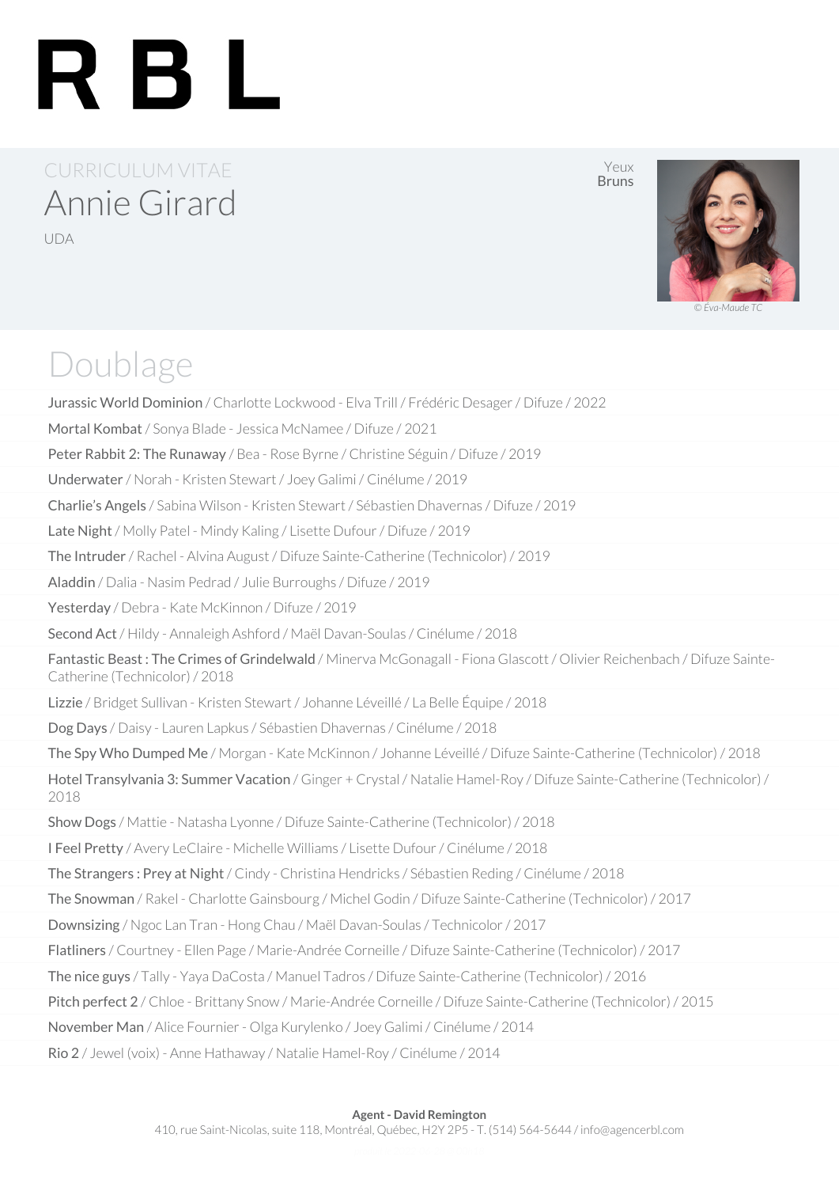# R B L

CURRICULUM VITAE

## Annie Girard

UDA

Yeux
Bruns

© Éva-Maude TC

## Doublage

**Jurassic World Dominion** / Charlotte Lockwood - Elva Trill / Frédéric Desager / Difuze / 2022

**Mortal Kombat** / Sonya Blade - Jessica McNamee / Difuze / 2021

**Peter Rabbit 2: The Runaway** / Bea - Rose Byrne / Christine Séguin / Difuze / 2019

**Underwater** / Norah - Kristen Stewart / Joey Galimi / Cinélume / 2019

**Charlie's Angels** / Sabina Wilson - Kristen Stewart / Sébastien Dhavernas / Difuze / 2019

**Late Night** / Molly Patel - Mindy Kaling / Lisette Dufour / Difuze / 2019

**The Intruder** / Rachel - Alvina August / Difuze Sainte-Catherine (Technicolor) / 2019

**Aladdin** / Dalia - Nasim Pedrad / Julie Burroughs / Difuze / 2019

**Yesterday** / Debra - Kate McKinnon / Difuze / 2019

**Second Act** / Hildy - Annaleigh Ashford / Maël Davan-Soulas / Cinélume / 2018

**Fantastic Beast : The Crimes of Grindelwald** / Minerva McGonagall - Fiona Glascott / Olivier Reichenbach / Difuze Sainte-Catherine (Technicolor) / 2018

**Lizzie** / Bridget Sullivan - Kristen Stewart / Johanne Léveillé / La Belle Équipe / 2018

**Dog Days** / Daisy - Lauren Lapkus / Sébastien Dhavernas / Cinélume / 2018

**The Spy Who Dumped Me** / Morgan - Kate McKinnon / Johanne Léveillé / Difuze Sainte-Catherine (Technicolor) / 2018

**Hotel Transylvania 3: Summer Vacation** / Ginger + Crystal / Natalie Hamel-Roy / Difuze Sainte-Catherine (Technicolor) / 2018

**Show Dogs** / Mattie - Natasha Lyonne / Difuze Sainte-Catherine (Technicolor) / 2018

**I Feel Pretty** / Avery LeClaire - Michelle Williams / Lisette Dufour / Cinélume / 2018

**The Strangers : Prey at Night** / Cindy - Christina Hendricks / Sébastien Reding / Cinélume / 2018

**The Snowman** / Rakel - Charlotte Gainsbourg / Michel Godin / Difuze Sainte-Catherine (Technicolor) / 2017

**Downsizing** / Ngoc Lan Tran - Hong Chau / Maël Davan-Soulas / Technicolor / 2017

**Flatliners** / Courtney - Ellen Page / Marie-Andrée Corneille / Difuze Sainte-Catherine (Technicolor) / 2017

**The nice guys** / Tally - Yaya DaCosta / Manuel Tadros / Difuze Sainte-Catherine (Technicolor) / 2016

**Pitch perfect 2** / Chloe - Brittany Snow / Marie-Andrée Corneille / Difuze Sainte-Catherine (Technicolor) / 2015

**November Man** / Alice Fournier - Olga Kurylenko / Joey Galimi / Cinélume / 2014

**Rio 2** / Jewel (voix) - Anne Hathaway / Natalie Hamel-Roy / Cinélume / 2014

**Agent - David Remington**
410, rue Saint-Nicolas, suite 118, Montréal, Québec, H2Y 2P5 - T. (514) 564-5644 / info@agencerbl.com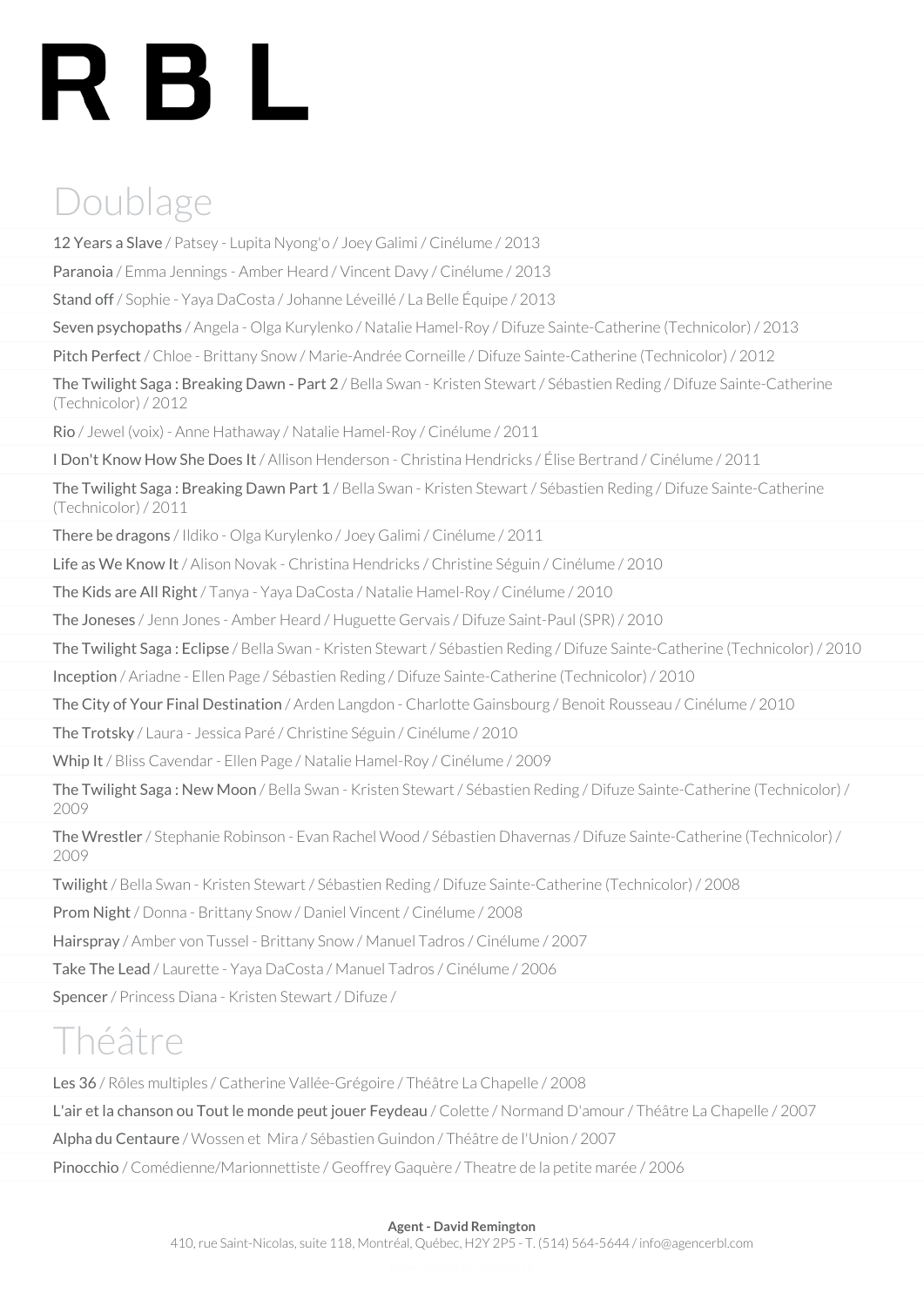# R B L

## Doublage

**12 Years a Slave** / Patsey - Lupita Nyong'o / Joey Galimi / Cinélume / 2013

**Paranoia** / Emma Jennings - Amber Heard / Vincent Davy / Cinélume / 2013

**Stand off** / Sophie - Yaya DaCosta / Johanne Léveillé / La Belle Équipe / 2013

**Seven psychopaths** / Angela - Olga Kurylenko / Natalie Hamel-Roy / Difuze Sainte-Catherine (Technicolor) / 2013

**Pitch Perfect** / Chloe - Brittany Snow / Marie-Andrée Corneille / Difuze Sainte-Catherine (Technicolor) / 2012

**The Twilight Saga : Breaking Dawn - Part 2** / Bella Swan - Kristen Stewart / Sébastien Reding / Difuze Sainte-Catherine (Technicolor) / 2012

**Rio** / Jewel (voix) - Anne Hathaway / Natalie Hamel-Roy / Cinélume / 2011

**I Don't Know How She Does It** / Allison Henderson - Christina Hendricks / Élise Bertrand / Cinélume / 2011

**The Twilight Saga : Breaking Dawn Part 1** / Bella Swan - Kristen Stewart / Sébastien Reding / Difuze Sainte-Catherine (Technicolor) / 2011

**There be dragons** / Ildiko - Olga Kurylenko / Joey Galimi / Cinélume / 2011

**Life as We Know It** / Alison Novak - Christina Hendricks / Christine Séguin / Cinélume / 2010

**The Kids are All Right** / Tanya - Yaya DaCosta / Natalie Hamel-Roy / Cinélume / 2010

**The Joneses** / Jenn Jones - Amber Heard / Huguette Gervais / Difuze Saint-Paul (SPR) / 2010

**The Twilight Saga : Eclipse** / Bella Swan - Kristen Stewart / Sébastien Reding / Difuze Sainte-Catherine (Technicolor) / 2010

**Inception** / Ariadne - Ellen Page / Sébastien Reding / Difuze Sainte-Catherine (Technicolor) / 2010

**The City of Your Final Destination** / Arden Langdon - Charlotte Gainsbourg / Benoit Rousseau / Cinélume / 2010

**The Trotsky** / Laura - Jessica Paré / Christine Séguin / Cinélume / 2010

**Whip It** / Bliss Cavendar - Ellen Page / Natalie Hamel-Roy / Cinélume / 2009

**The Twilight Saga : New Moon** / Bella Swan - Kristen Stewart / Sébastien Reding / Difuze Sainte-Catherine (Technicolor) / 2009

**The Wrestler** / Stephanie Robinson - Evan Rachel Wood / Sébastien Dhavernas / Difuze Sainte-Catherine (Technicolor) / 2009

**Twilight** / Bella Swan - Kristen Stewart / Sébastien Reding / Difuze Sainte-Catherine (Technicolor) / 2008

**Prom Night** / Donna - Brittany Snow / Daniel Vincent / Cinélume / 2008

**Hairspray** / Amber von Tussel - Brittany Snow / Manuel Tadros / Cinélume / 2007

**Take The Lead** / Laurette - Yaya DaCosta / Manuel Tadros / Cinélume / 2006

**Spencer** / Princess Diana - Kristen Stewart / Difuze /

## Théâtre

**Les 36** / Rôles multiples / Catherine Vallée-Grégoire / Théâtre La Chapelle / 2008

**L'air et la chanson ou Tout le monde peut jouer Feydeau** / Colette / Normand D'amour / Théâtre La Chapelle / 2007

**Alpha du Centaure** / Wossen et Mira / Sébastien Guindon / Théâtre de l'Union / 2007

**Pinocchio** / Comédienne/Marionnettiste / Geoffrey Gaquère / Theatre de la petite marée / 2006

**Agent - David Remington**
410, rue Saint-Nicolas, suite 118, Montréal, Québec, H2Y 2P5 - T. (514) 564-5644 / info@agencerbl.com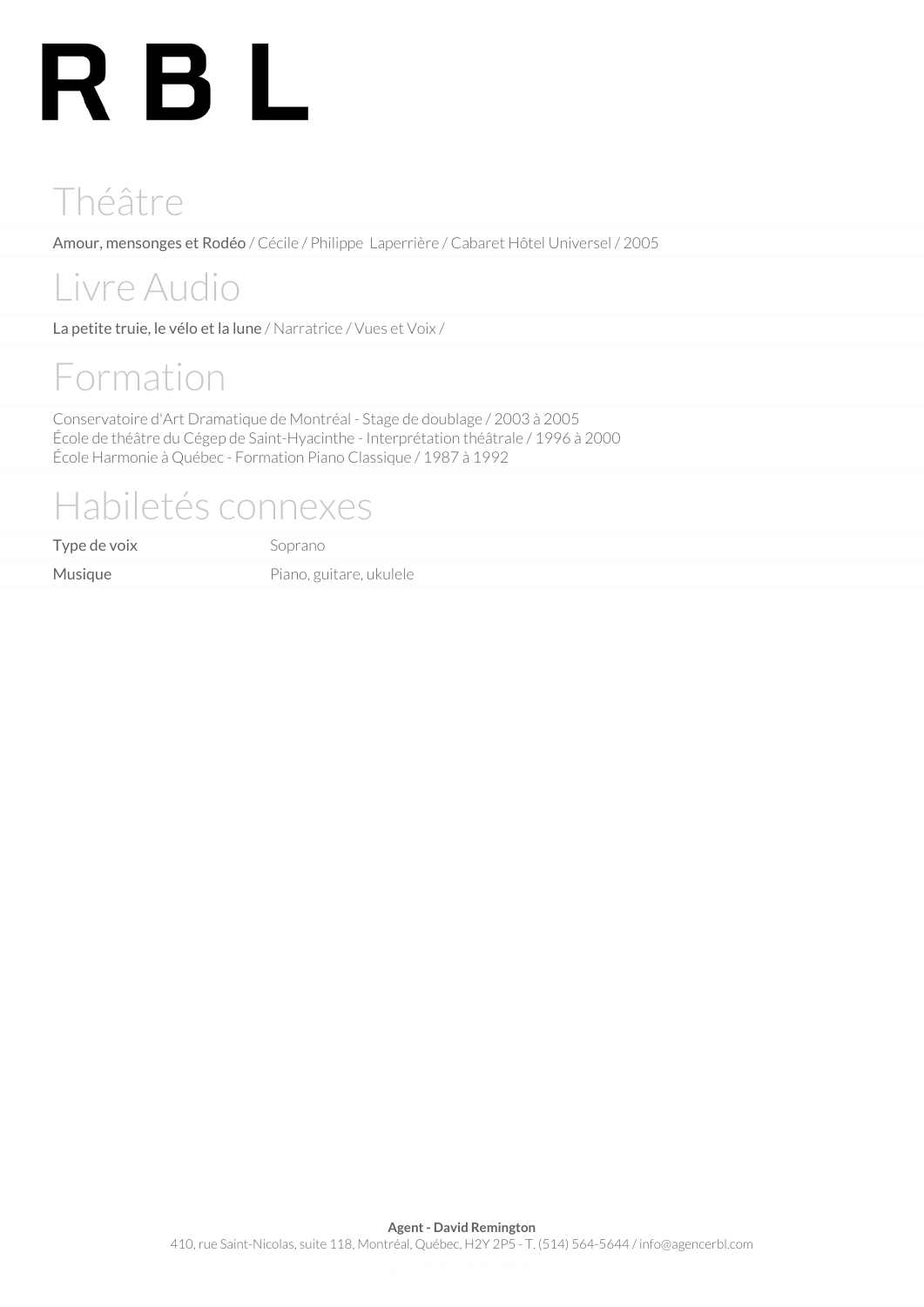# R B L

## Théâtre

**Amour, mensonges et Rodéo** / Cécile / Philippe Laperrière / Cabaret Hôtel Universel / 2005

## Livre Audio

**La petite truie, le vélo et la lune** / Narratrice / Vues et Voix /

## Formation

Conservatoire d'Art Dramatique de Montréal - Stage de doublage / 2003 à 2005
École de théâtre du Cégep de Saint-Hyacinthe - Interprétation théâtrale / 1996 à 2000
École Harmonie à Québec - Formation Piano Classique / 1987 à 1992

## Habiletés connexes

| | |
|---|---|
| Type de voix | Soprano |
| Musique | Piano, guitare, ukulele |

**Agent - David Remington**
410, rue Saint-Nicolas, suite 118, Montréal, Québec, H2Y 2P5 - T. (514) 564-5644 / info@agencerbl.com